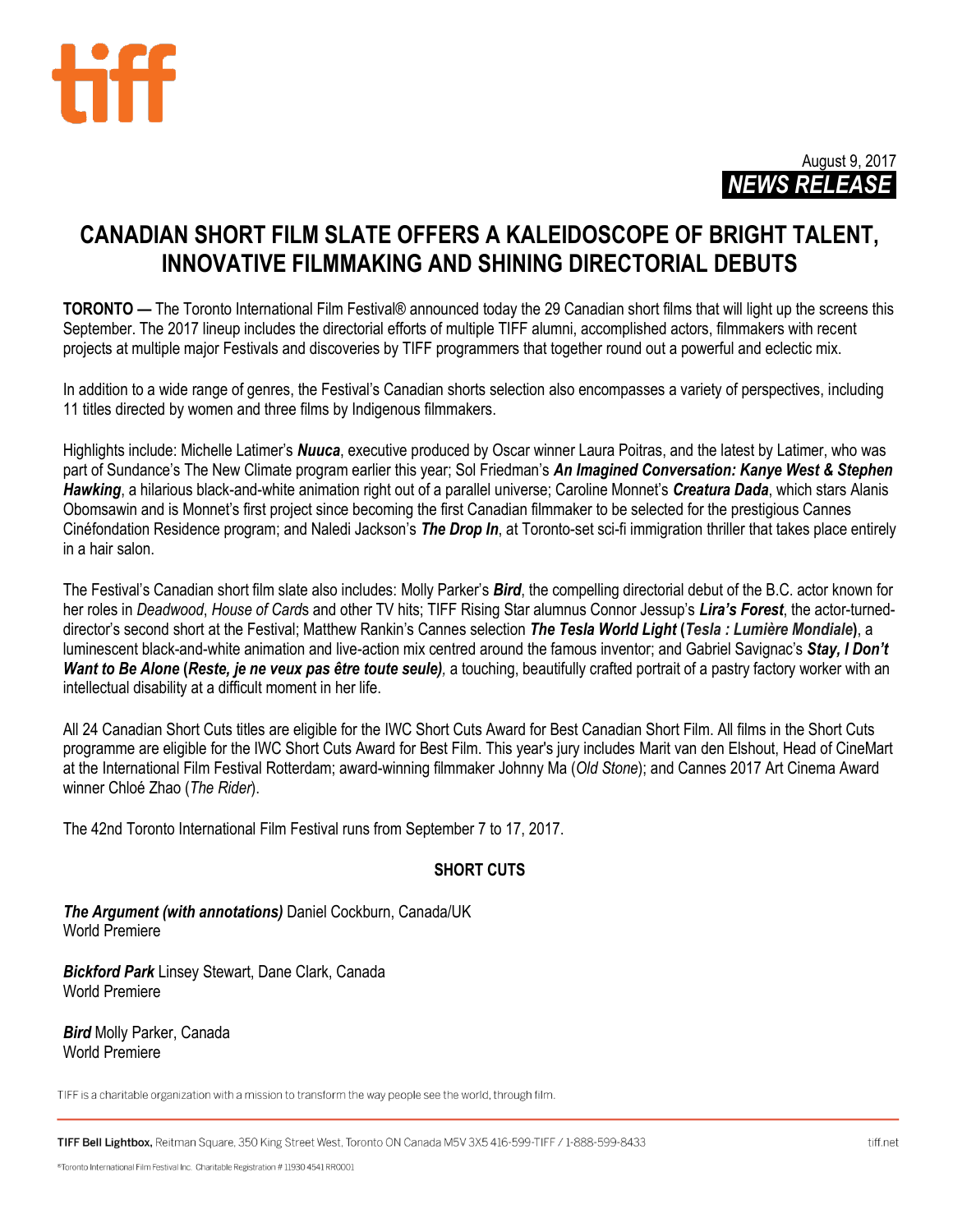August 9, 2017

***NEWS RELEASE***

# CANADIAN SHORT FILM SLATE OFFERS A KALEIDOSCOPE OF BRIGHT TALENT, INNOVATIVE FILMMAKING AND SHINING DIRECTORIAL DEBUTS

**TORONTO —** The Toronto International Film Festival® announced today the 29 Canadian short films that will light up the screens this September. The 2017 lineup includes the directorial efforts of multiple TIFF alumni, accomplished actors, filmmakers with recent projects at multiple major Festivals and discoveries by TIFF programmers that together round out a powerful and eclectic mix.

In addition to a wide range of genres, the Festival's Canadian shorts selection also encompasses a variety of perspectives, including 11 titles directed by women and three films by Indigenous filmmakers.

Highlights include: Michelle Latimer's ***Nuuca***, executive produced by Oscar winner Laura Poitras, and the latest by Latimer, who was part of Sundance's The New Climate program earlier this year; Sol Friedman's ***An Imagined Conversation: Kanye West & Stephen Hawking***, a hilarious black-and-white animation right out of a parallel universe; Caroline Monnet's ***Creatura Dada***, which stars Alanis Obomsawin and is Monnet's first project since becoming the first Canadian filmmaker to be selected for the prestigious Cannes Cinéfondation Residence program; and Naledi Jackson's ***The Drop In***, at Toronto-set sci-fi immigration thriller that takes place entirely in a hair salon.

The Festival's Canadian short film slate also includes: Molly Parker's ***Bird***, the compelling directorial debut of the B.C. actor known for her roles in *Deadwood*, *House of Card*s and other TV hits; TIFF Rising Star alumnus Connor Jessup's ***Lira's Forest***, the actor-turned-director's second short at the Festival; Matthew Rankin's Cannes selection ***The Tesla World Light*** **(*Tesla : Lumière Mondiale*)**, a luminescent black-and-white animation and live-action mix centred around the famous inventor; and Gabriel Savignac's ***Stay, I Don't Want to Be Alone*** **(*Reste, je ne veux pas être toute seule*)**, a touching, beautifully crafted portrait of a pastry factory worker with an intellectual disability at a difficult moment in her life.

All 24 Canadian Short Cuts titles are eligible for the IWC Short Cuts Award for Best Canadian Short Film. All films in the Short Cuts programme are eligible for the IWC Short Cuts Award for Best Film. This year's jury includes Marit van den Elshout, Head of CineMart at the International Film Festival Rotterdam; award-winning filmmaker Johnny Ma (*Old Stone*); and Cannes 2017 Art Cinema Award winner Chloé Zhao (*The Rider*).

The 42nd Toronto International Film Festival runs from September 7 to 17, 2017.

## SHORT CUTS

***The Argument (with annotations)*** Daniel Cockburn, Canada/UK
World Premiere

***Bickford Park*** Linsey Stewart, Dane Clark, Canada
World Premiere

***Bird*** Molly Parker, Canada
World Premiere

TIFF is a charitable organization with a mission to transform the way people see the world, through film.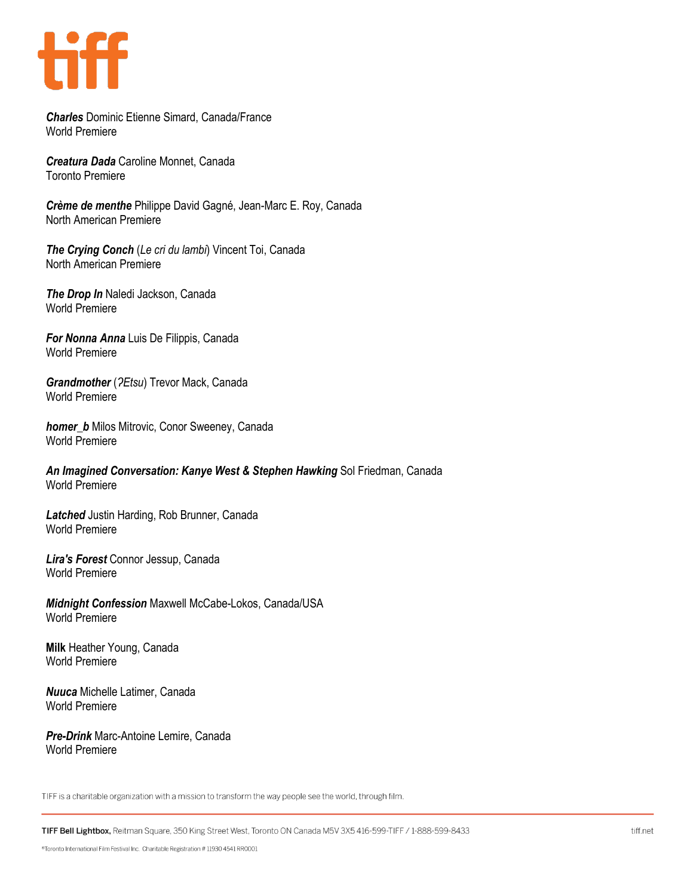***Charles*** Dominic Etienne Simard, Canada/France
World Premiere

***Creatura Dada*** Caroline Monnet, Canada
Toronto Premiere

***Crème de menthe*** Philippe David Gagné, Jean-Marc E. Roy, Canada
North American Premiere

***The Crying Conch*** (*Le cri du lambi*) Vincent Toi, Canada
North American Premiere

***The Drop In*** Naledi Jackson, Canada
World Premiere

***For Nonna Anna*** Luis De Filippis, Canada
World Premiere

***Grandmother*** (*ʔEtsu*) Trevor Mack, Canada
World Premiere

***homer_b*** Milos Mitrovic, Conor Sweeney, Canada
World Premiere

***An Imagined Conversation: Kanye West & Stephen Hawking*** Sol Friedman, Canada
World Premiere

***Latched*** Justin Harding, Rob Brunner, Canada
World Premiere

***Lira's Forest*** Connor Jessup, Canada
World Premiere

***Midnight Confession*** Maxwell McCabe-Lokos, Canada/USA
World Premiere

**Milk** Heather Young, Canada
World Premiere

***Nuuca*** Michelle Latimer, Canada
World Premiere

***Pre-Drink*** Marc-Antoine Lemire, Canada
World Premiere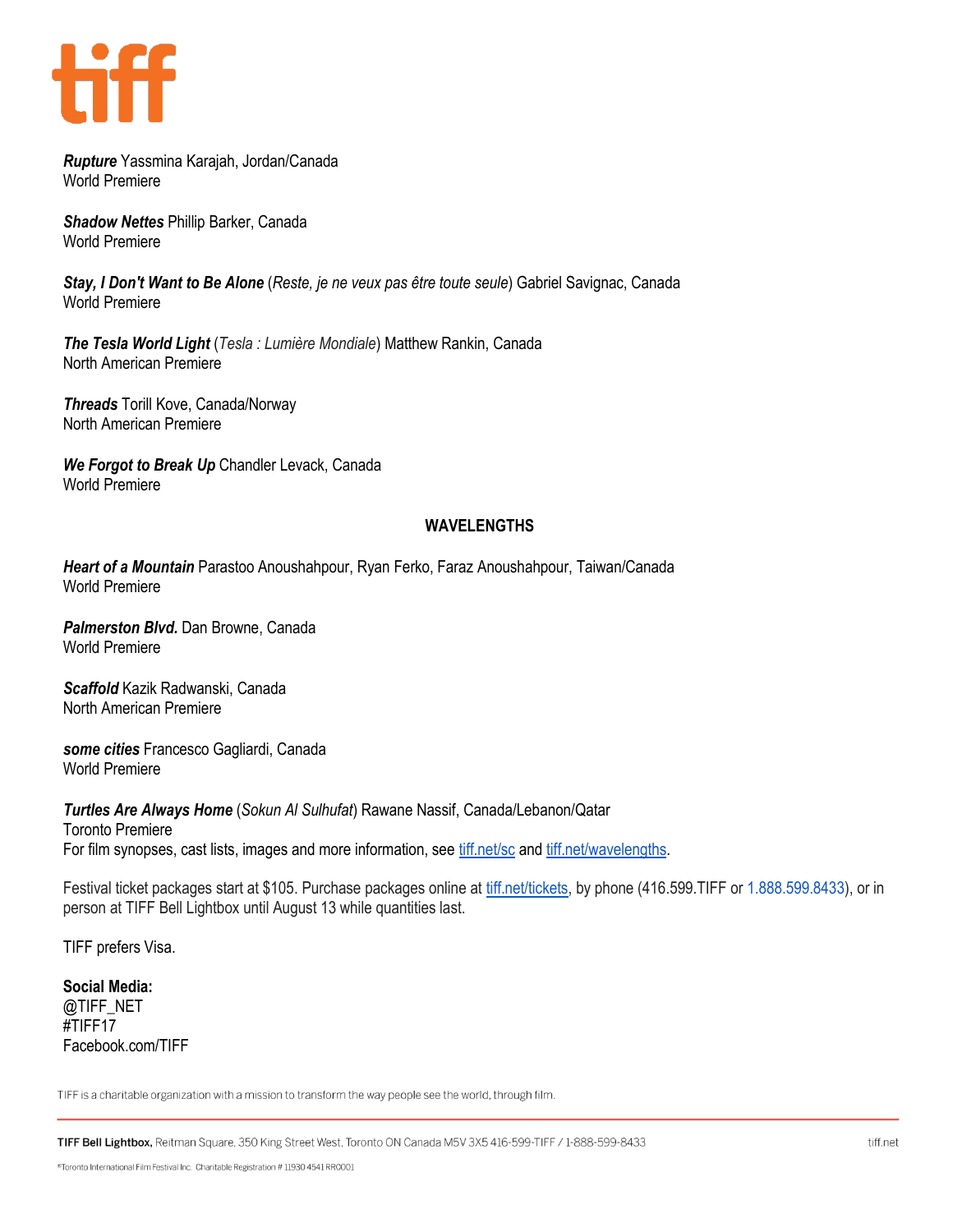***Rupture*** Yassmina Karajah, Jordan/Canada
World Premiere

***Shadow Nettes*** Phillip Barker, Canada
World Premiere

***Stay, I Don't Want to Be Alone*** (*Reste, je ne veux pas être toute seule*) Gabriel Savignac, Canada
World Premiere

***The Tesla World Light*** (*Tesla : Lumière Mondiale*) Matthew Rankin, Canada
North American Premiere

***Threads*** Torill Kove, Canada/Norway
North American Premiere

***We Forgot to Break Up*** Chandler Levack, Canada
World Premiere

**WAVELENGTHS**

***Heart of a Mountain*** Parastoo Anoushahpour, Ryan Ferko, Faraz Anoushahpour, Taiwan/Canada
World Premiere

***Palmerston Blvd.*** Dan Browne, Canada
World Premiere

***Scaffold*** Kazik Radwanski, Canada
North American Premiere

***some cities*** Francesco Gagliardi, Canada
World Premiere

***Turtles Are Always Home*** (*Sokun Al Sulhufat*) Rawane Nassif, Canada/Lebanon/Qatar
Toronto Premiere
For film synopses, cast lists, images and more information, see tiff.net/sc and tiff.net/wavelengths.

Festival ticket packages start at $105. Purchase packages online at tiff.net/tickets, by phone (416.599.TIFF or 1.888.599.8433), or in person at TIFF Bell Lightbox until August 13 while quantities last.

TIFF prefers Visa.

**Social Media:**
@TIFF_NET
#TIFF17
Facebook.com/TIFF

TIFF is a charitable organization with a mission to transform the way people see the world, through film.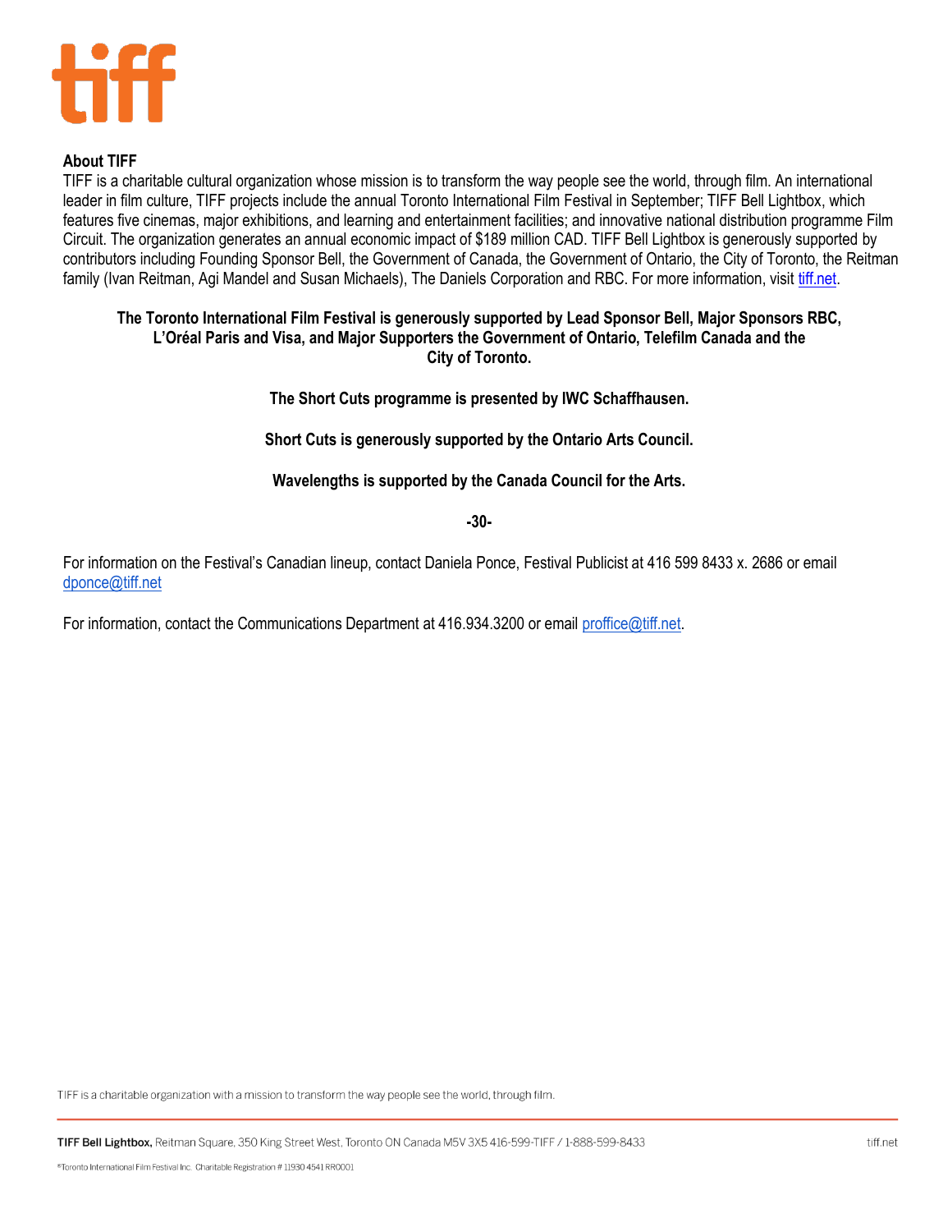**About TIFF**

TIFF is a charitable cultural organization whose mission is to transform the way people see the world, through film. An international leader in film culture, TIFF projects include the annual Toronto International Film Festival in September; TIFF Bell Lightbox, which features five cinemas, major exhibitions, and learning and entertainment facilities; and innovative national distribution programme Film Circuit. The organization generates an annual economic impact of $189 million CAD. TIFF Bell Lightbox is generously supported by contributors including Founding Sponsor Bell, the Government of Canada, the Government of Ontario, the City of Toronto, the Reitman family (Ivan Reitman, Agi Mandel and Susan Michaels), The Daniels Corporation and RBC. For more information, visit tiff.net.

**The Toronto International Film Festival is generously supported by Lead Sponsor Bell, Major Sponsors RBC, L'Oréal Paris and Visa, and Major Supporters the Government of Ontario, Telefilm Canada and the City of Toronto.**

**The Short Cuts programme is presented by IWC Schaffhausen.**

**Short Cuts is generously supported by the Ontario Arts Council.**

**Wavelengths is supported by the Canada Council for the Arts.**

**-30-**

For information on the Festival's Canadian lineup, contact Daniela Ponce, Festival Publicist at 416 599 8433 x. 2686 or email dponce@tiff.net

For information, contact the Communications Department at 416.934.3200 or email proffice@tiff.net.